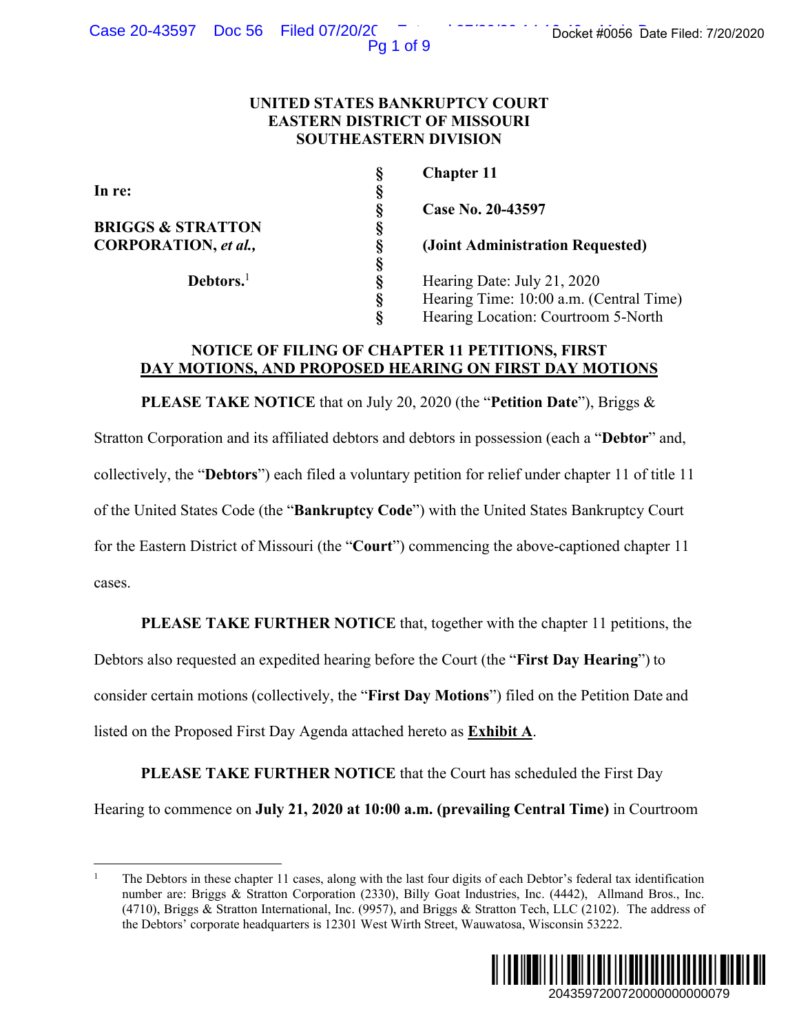**UNITED STATES BANKRUPTCY COURT**
**EASTERN DISTRICT OF MISSOURI**
**SOUTHEASTERN DIVISION**

| | | |
|---|---|---|
| **In re:** | § | **Chapter 11** |
| | § | |
| **BRIGGS & STRATTON CORPORATION, *et al.*,** | § | **Case No. 20-43597** |
| | § | |
| **Debtors.**[1] | § | **(Joint Administration Requested)** |
| | § | |
| | § | Hearing Date: July 21, 2020 |
| | § | Hearing Time: 10:00 a.m. (Central Time) |
| | § | Hearing Location: Courtroom 5-North |

## NOTICE OF FILING OF CHAPTER 11 PETITIONS, FIRST DAY MOTIONS, AND PROPOSED HEARING ON FIRST DAY MOTIONS

**PLEASE TAKE NOTICE** that on July 20, 2020 (the "**Petition Date**"), Briggs & Stratton Corporation and its affiliated debtors and debtors in possession (each a "**Debtor**" and, collectively, the "**Debtors**") each filed a voluntary petition for relief under chapter 11 of title 11 of the United States Code (the "**Bankruptcy Code**") with the United States Bankruptcy Court for the Eastern District of Missouri (the "**Court**") commencing the above-captioned chapter 11 cases.

**PLEASE TAKE FURTHER NOTICE** that, together with the chapter 11 petitions, the Debtors also requested an expedited hearing before the Court (the "**First Day Hearing**") to consider certain motions (collectively, the "**First Day Motions**") filed on the Petition Date and listed on the Proposed First Day Agenda attached hereto as **Exhibit A**.

**PLEASE TAKE FURTHER NOTICE** that the Court has scheduled the First Day Hearing to commence on **July 21, 2020 at 10:00 a.m. (prevailing Central Time)** in Courtroom

---

[1] The Debtors in these chapter 11 cases, along with the last four digits of each Debtor's federal tax identification number are: Briggs & Stratton Corporation (2330), Billy Goat Industries, Inc. (4442), Allmand Bros., Inc. (4710), Briggs & Stratton International, Inc. (9957), and Briggs & Stratton Tech, LLC (2102). The address of the Debtors' corporate headquarters is 12301 West Wirth Street, Wauwatosa, Wisconsin 53222.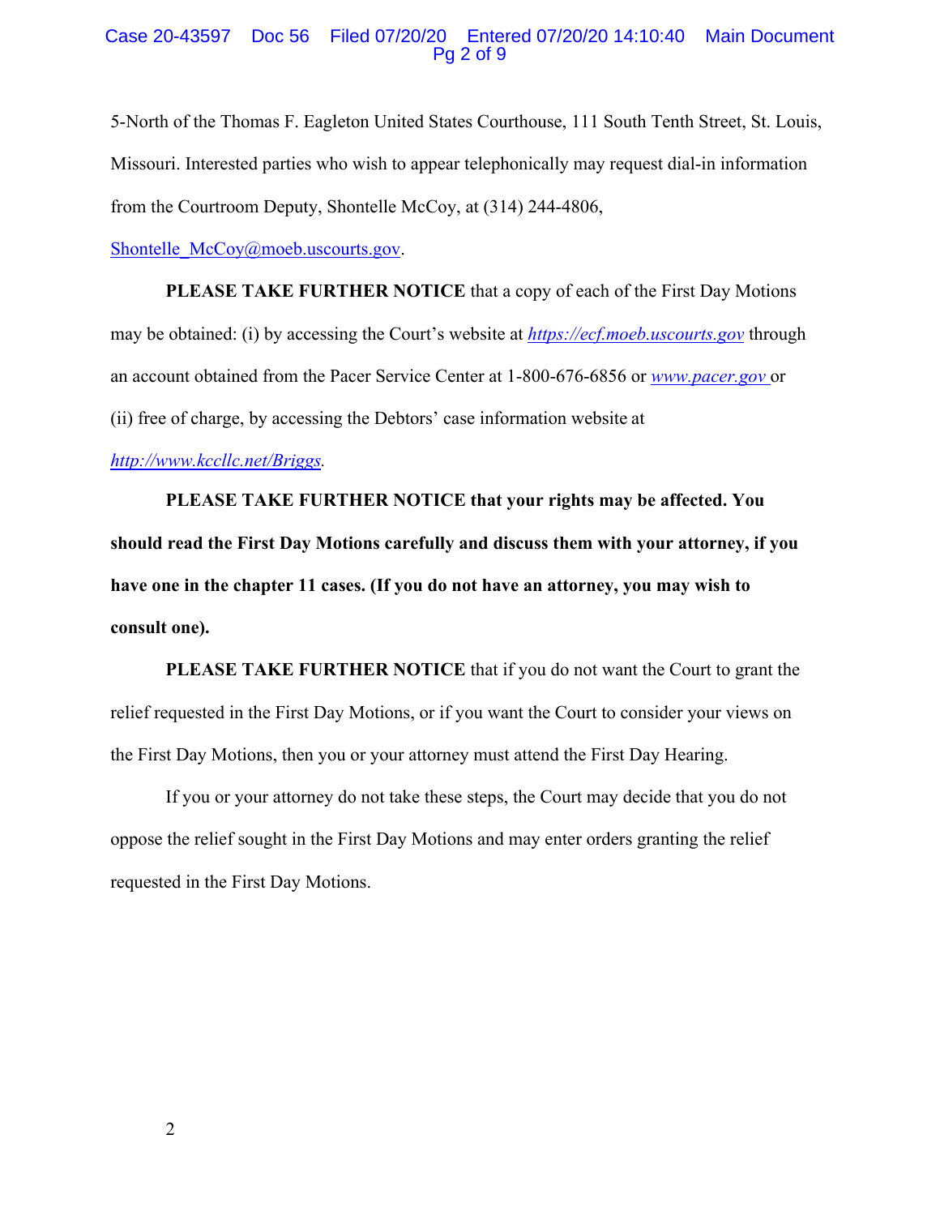5-North of the Thomas F. Eagleton United States Courthouse, 111 South Tenth Street, St. Louis, Missouri. Interested parties who wish to appear telephonically may request dial-in information from the Courtroom Deputy, Shontelle McCoy, at (314) 244-4806, Shontelle_McCoy@moeb.uscourts.gov.

**PLEASE TAKE FURTHER NOTICE** that a copy of each of the First Day Motions may be obtained: (i) by accessing the Court's website at *https://ecf.moeb.uscourts.gov* through an account obtained from the Pacer Service Center at 1-800-676-6856 or *www.pacer.gov* or (ii) free of charge, by accessing the Debtors' case information website at *http://www.kccllc.net/Briggs*.

**PLEASE TAKE FURTHER NOTICE that your rights may be affected. You should read the First Day Motions carefully and discuss them with your attorney, if you have one in the chapter 11 cases. (If you do not have an attorney, you may wish to consult one).**

**PLEASE TAKE FURTHER NOTICE** that if you do not want the Court to grant the relief requested in the First Day Motions, or if you want the Court to consider your views on the First Day Motions, then you or your attorney must attend the First Day Hearing.

If you or your attorney do not take these steps, the Court may decide that you do not oppose the relief sought in the First Day Motions and may enter orders granting the relief requested in the First Day Motions.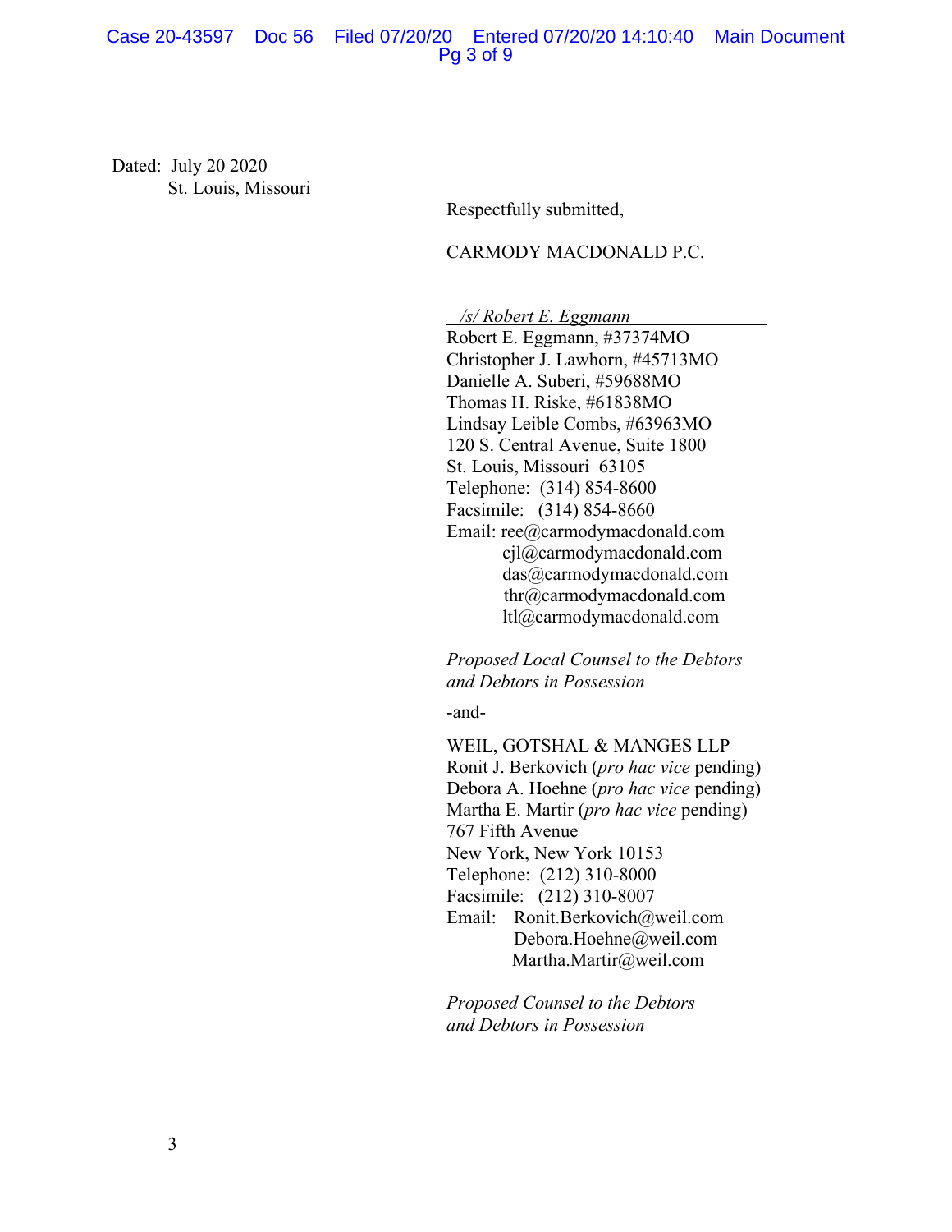Dated: July 20 2020
St. Louis, Missouri

Respectfully submitted,

CARMODY MACDONALD P.C.

*/s/ Robert E. Eggmann*
Robert E. Eggmann, #37374MO
Christopher J. Lawhorn, #45713MO
Danielle A. Suberi, #59688MO
Thomas H. Riske, #61838MO
Lindsay Leible Combs, #63963MO
120 S. Central Avenue, Suite 1800
St. Louis, Missouri 63105
Telephone: (314) 854-8600
Facsimile: (314) 854-8660
Email: ree@carmodymacdonald.com
cjl@carmodymacdonald.com
das@carmodymacdonald.com
thr@carmodymacdonald.com
ltl@carmodymacdonald.com

*Proposed Local Counsel to the Debtors and Debtors in Possession*

-and-

WEIL, GOTSHAL & MANGES LLP
Ronit J. Berkovich (*pro hac vice* pending)
Debora A. Hoehne (*pro hac vice* pending)
Martha E. Martir (*pro hac vice* pending)
767 Fifth Avenue
New York, New York 10153
Telephone: (212) 310-8000
Facsimile: (212) 310-8007
Email: Ronit.Berkovich@weil.com
Debora.Hoehne@weil.com
Martha.Martir@weil.com

*Proposed Counsel to the Debtors and Debtors in Possession*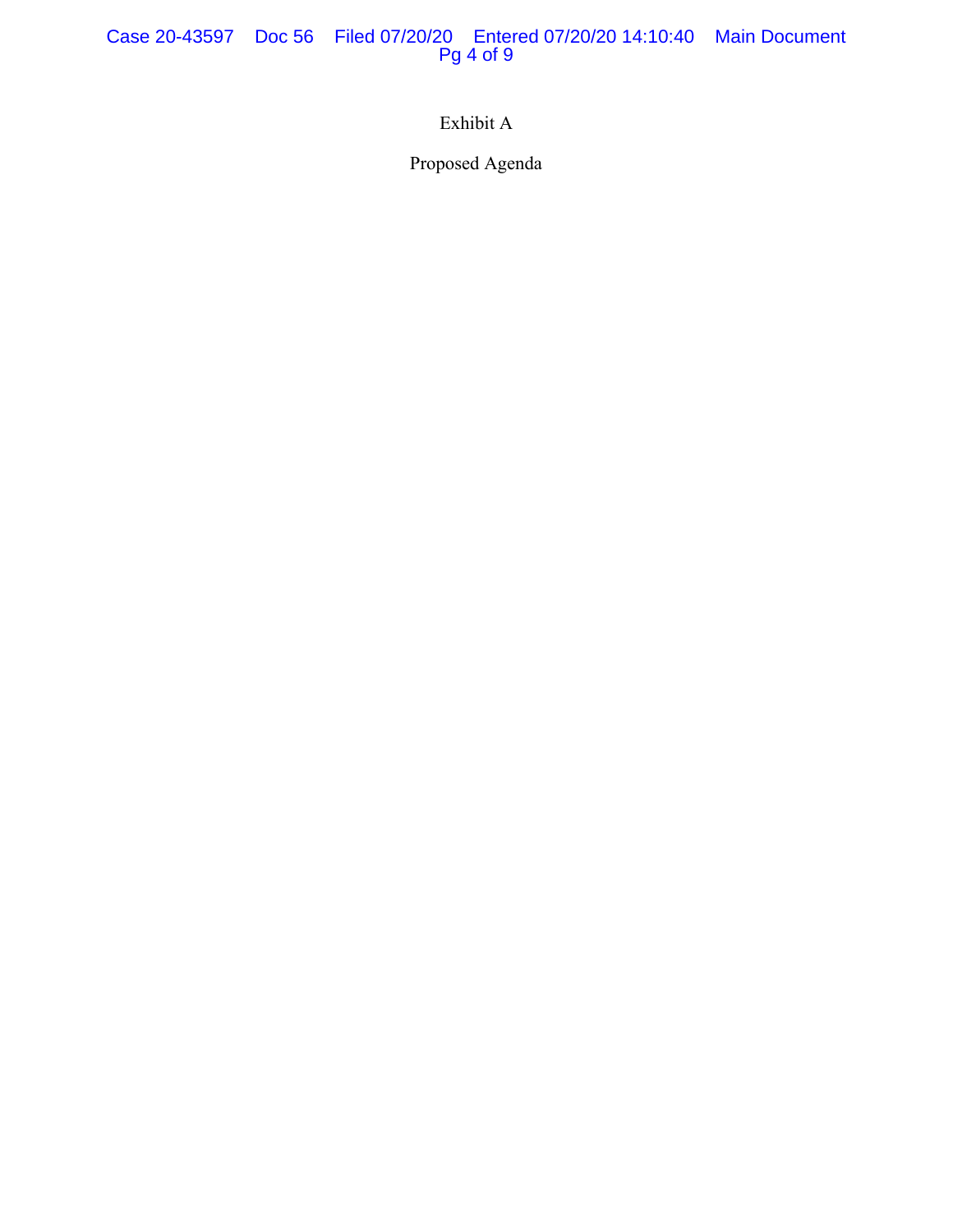Exhibit A

Proposed Agenda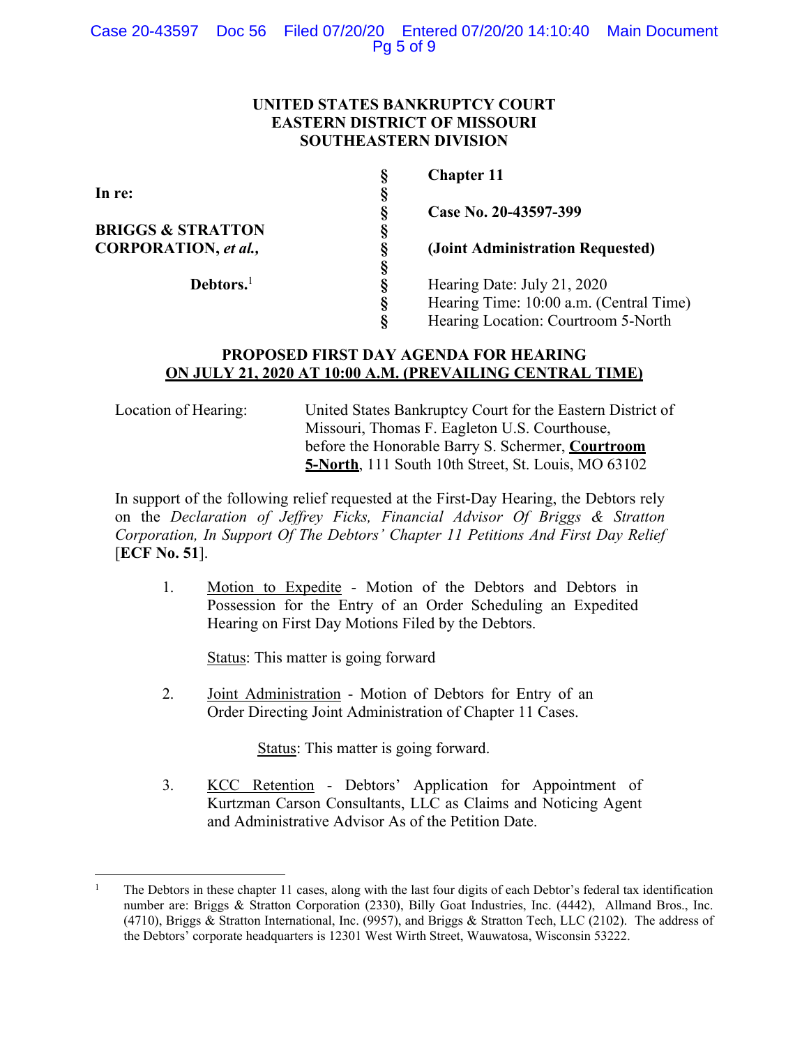**UNITED STATES BANKRUPTCY COURT**
**EASTERN DISTRICT OF MISSOURI**
**SOUTHEASTERN DIVISION**

| | | |
|---|---|---|
| **In re:** | § | **Chapter 11** |
| | § | |
| **BRIGGS & STRATTON CORPORATION, *et al.*,** | § | **Case No. 20-43597-399** |
| | § | |
| **Debtors.**[1] | § | **(Joint Administration Requested)** |
| | § | |
| | § | Hearing Date: July 21, 2020 |
| | § | Hearing Time: 10:00 a.m. (Central Time) |
| | § | Hearing Location: Courtroom 5-North |

## PROPOSED FIRST DAY AGENDA FOR HEARING ON JULY 21, 2020 AT 10:00 A.M. (PREVAILING CENTRAL TIME)

Location of Hearing: United States Bankruptcy Court for the Eastern District of Missouri, Thomas F. Eagleton U.S. Courthouse, before the Honorable Barry S. Schermer, **Courtroom 5-North**, 111 South 10th Street, St. Louis, MO 63102

In support of the following relief requested at the First-Day Hearing, the Debtors rely on the *Declaration of Jeffrey Ficks, Financial Advisor Of Briggs & Stratton Corporation, In Support Of The Debtors' Chapter 11 Petitions And First Day Relief* [**ECF No. 51**].

1. Motion to Expedite - Motion of the Debtors and Debtors in Possession for the Entry of an Order Scheduling an Expedited Hearing on First Day Motions Filed by the Debtors.

   Status: This matter is going forward

2. Joint Administration - Motion of Debtors for Entry of an Order Directing Joint Administration of Chapter 11 Cases.

   Status: This matter is going forward.

3. KCC Retention - Debtors' Application for Appointment of Kurtzman Carson Consultants, LLC as Claims and Noticing Agent and Administrative Advisor As of the Petition Date.

---

[1] The Debtors in these chapter 11 cases, along with the last four digits of each Debtor's federal tax identification number are: Briggs & Stratton Corporation (2330), Billy Goat Industries, Inc. (4442), Allmand Bros., Inc. (4710), Briggs & Stratton International, Inc. (9957), and Briggs & Stratton Tech, LLC (2102). The address of the Debtors' corporate headquarters is 12301 West Wirth Street, Wauwatosa, Wisconsin 53222.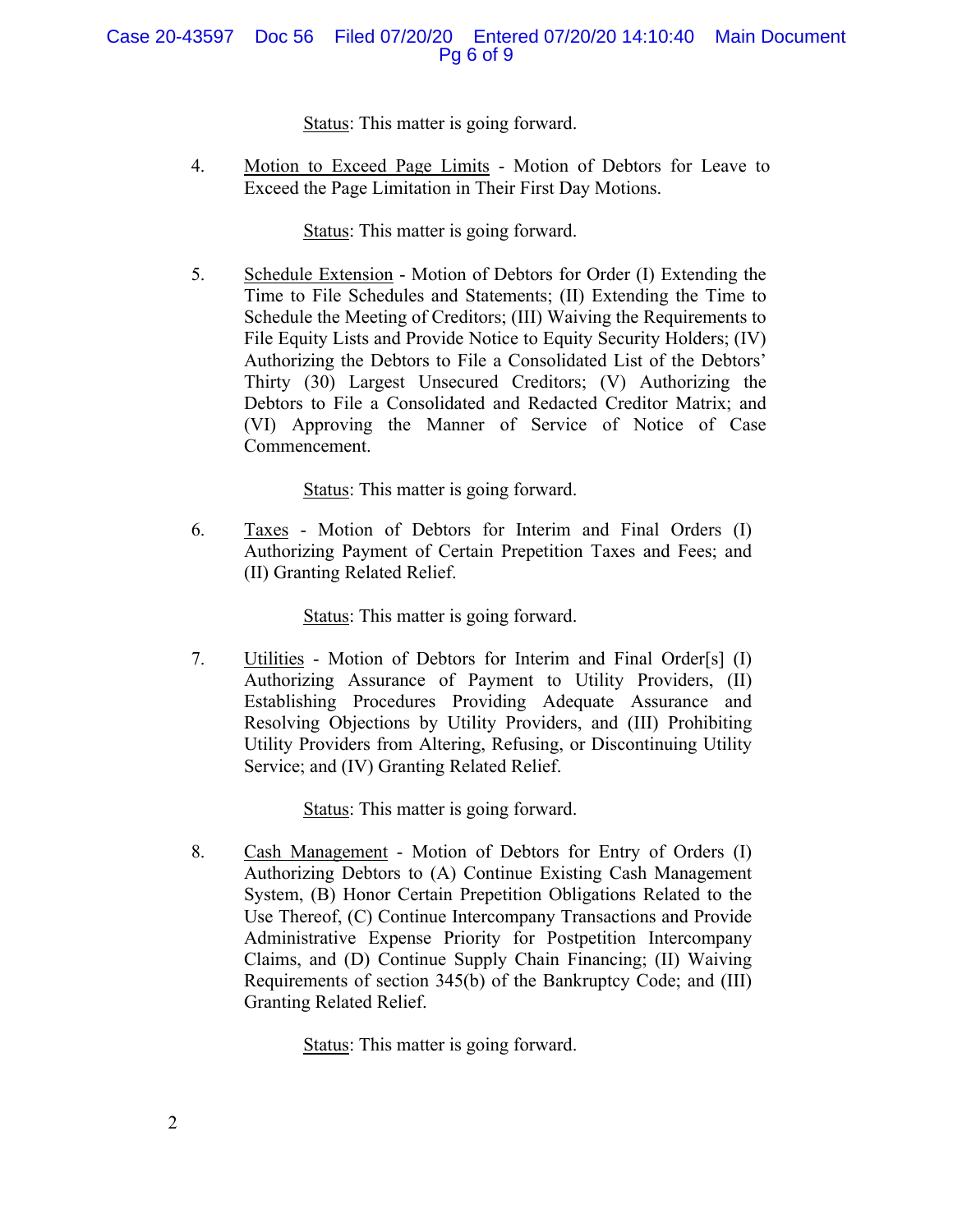Status: This matter is going forward.

4. Motion to Exceed Page Limits - Motion of Debtors for Leave to Exceed the Page Limitation in Their First Day Motions.

   Status: This matter is going forward.

5. Schedule Extension - Motion of Debtors for Order (I) Extending the Time to File Schedules and Statements; (II) Extending the Time to Schedule the Meeting of Creditors; (III) Waiving the Requirements to File Equity Lists and Provide Notice to Equity Security Holders; (IV) Authorizing the Debtors to File a Consolidated List of the Debtors' Thirty (30) Largest Unsecured Creditors; (V) Authorizing the Debtors to File a Consolidated and Redacted Creditor Matrix; and (VI) Approving the Manner of Service of Notice of Case Commencement.

   Status: This matter is going forward.

6. Taxes - Motion of Debtors for Interim and Final Orders (I) Authorizing Payment of Certain Prepetition Taxes and Fees; and (II) Granting Related Relief.

   Status: This matter is going forward.

7. Utilities - Motion of Debtors for Interim and Final Order[s] (I) Authorizing Assurance of Payment to Utility Providers, (II) Establishing Procedures Providing Adequate Assurance and Resolving Objections by Utility Providers, and (III) Prohibiting Utility Providers from Altering, Refusing, or Discontinuing Utility Service; and (IV) Granting Related Relief.

   Status: This matter is going forward.

8. Cash Management - Motion of Debtors for Entry of Orders (I) Authorizing Debtors to (A) Continue Existing Cash Management System, (B) Honor Certain Prepetition Obligations Related to the Use Thereof, (C) Continue Intercompany Transactions and Provide Administrative Expense Priority for Postpetition Intercompany Claims, and (D) Continue Supply Chain Financing; (II) Waiving Requirements of section 345(b) of the Bankruptcy Code; and (III) Granting Related Relief.

   Status: This matter is going forward.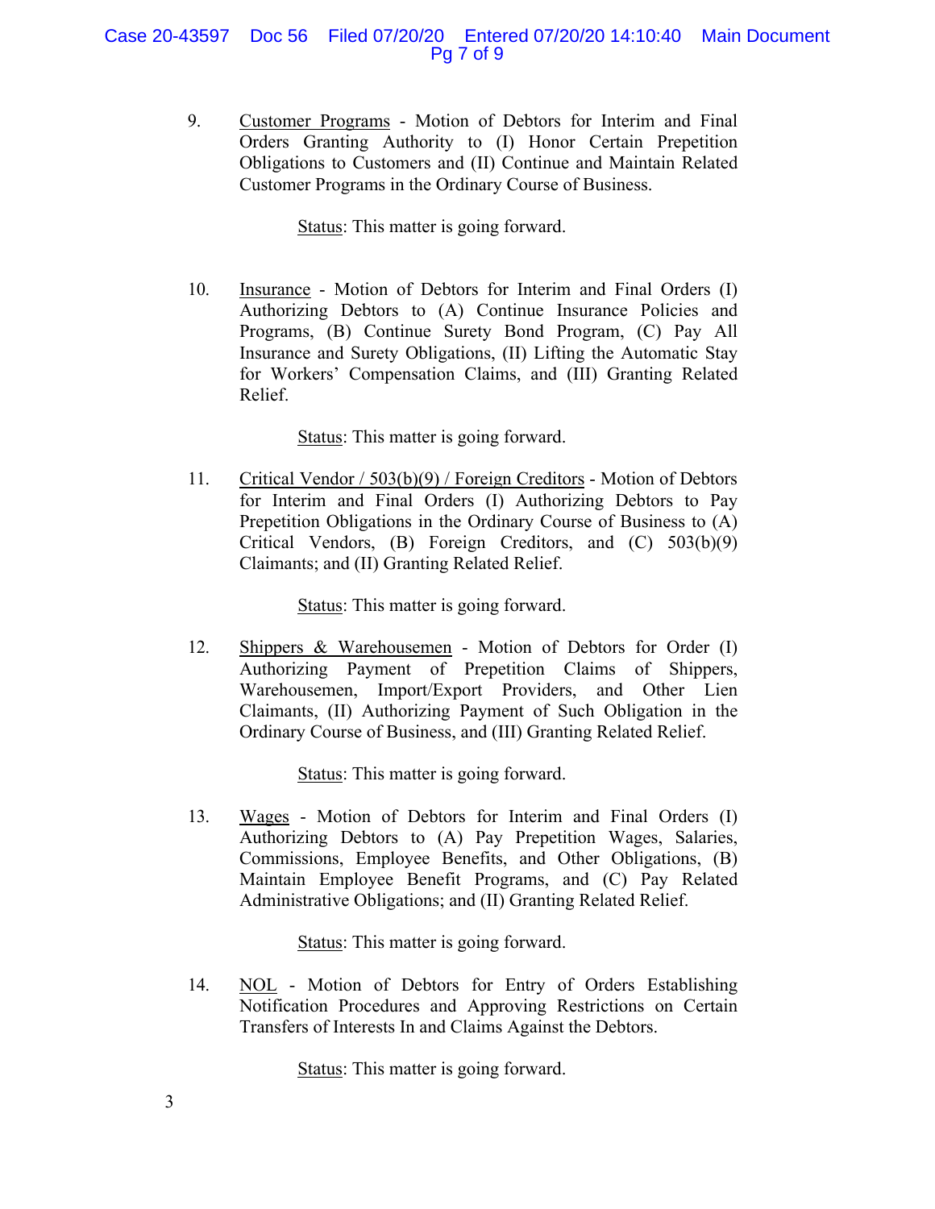9. Customer Programs - Motion of Debtors for Interim and Final Orders Granting Authority to (I) Honor Certain Prepetition Obligations to Customers and (II) Continue and Maintain Related Customer Programs in the Ordinary Course of Business.

   Status: This matter is going forward.

10. Insurance - Motion of Debtors for Interim and Final Orders (I) Authorizing Debtors to (A) Continue Insurance Policies and Programs, (B) Continue Surety Bond Program, (C) Pay All Insurance and Surety Obligations, (II) Lifting the Automatic Stay for Workers' Compensation Claims, and (III) Granting Related Relief.

    Status: This matter is going forward.

11. Critical Vendor / 503(b)(9) / Foreign Creditors - Motion of Debtors for Interim and Final Orders (I) Authorizing Debtors to Pay Prepetition Obligations in the Ordinary Course of Business to (A) Critical Vendors, (B) Foreign Creditors, and (C) 503(b)(9) Claimants; and (II) Granting Related Relief.

    Status: This matter is going forward.

12. Shippers & Warehousemen - Motion of Debtors for Order (I) Authorizing Payment of Prepetition Claims of Shippers, Warehousemen, Import/Export Providers, and Other Lien Claimants, (II) Authorizing Payment of Such Obligation in the Ordinary Course of Business, and (III) Granting Related Relief.

    Status: This matter is going forward.

13. Wages - Motion of Debtors for Interim and Final Orders (I) Authorizing Debtors to (A) Pay Prepetition Wages, Salaries, Commissions, Employee Benefits, and Other Obligations, (B) Maintain Employee Benefit Programs, and (C) Pay Related Administrative Obligations; and (II) Granting Related Relief.

    Status: This matter is going forward.

14. NOL - Motion of Debtors for Entry of Orders Establishing Notification Procedures and Approving Restrictions on Certain Transfers of Interests In and Claims Against the Debtors.

    Status: This matter is going forward.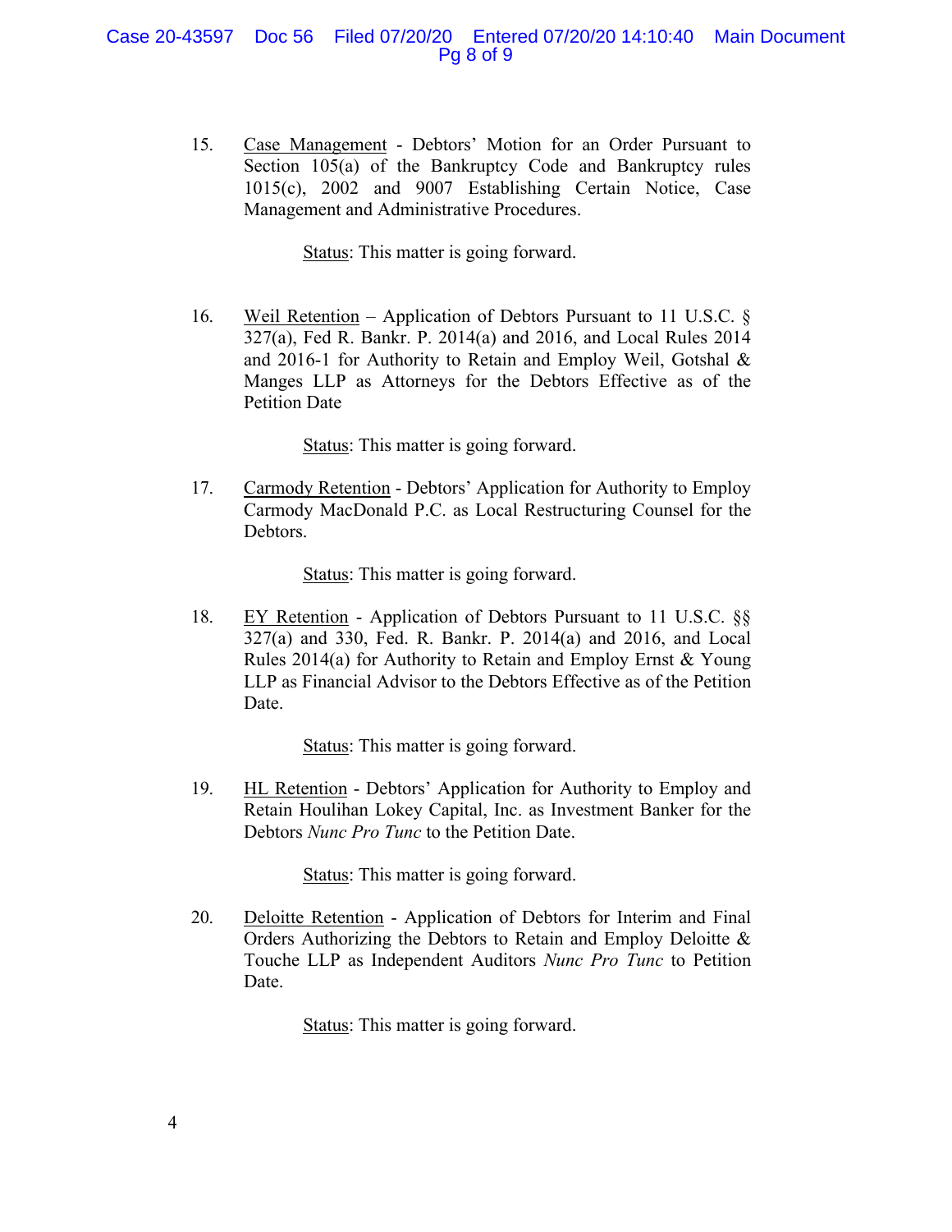15. Case Management - Debtors' Motion for an Order Pursuant to Section 105(a) of the Bankruptcy Code and Bankruptcy rules 1015(c), 2002 and 9007 Establishing Certain Notice, Case Management and Administrative Procedures.

    Status: This matter is going forward.

16. Weil Retention – Application of Debtors Pursuant to 11 U.S.C. § 327(a), Fed R. Bankr. P. 2014(a) and 2016, and Local Rules 2014 and 2016-1 for Authority to Retain and Employ Weil, Gotshal & Manges LLP as Attorneys for the Debtors Effective as of the Petition Date

    Status: This matter is going forward.

17. Carmody Retention - Debtors' Application for Authority to Employ Carmody MacDonald P.C. as Local Restructuring Counsel for the Debtors.

    Status: This matter is going forward.

18. EY Retention - Application of Debtors Pursuant to 11 U.S.C. §§ 327(a) and 330, Fed. R. Bankr. P. 2014(a) and 2016, and Local Rules 2014(a) for Authority to Retain and Employ Ernst & Young LLP as Financial Advisor to the Debtors Effective as of the Petition Date.

    Status: This matter is going forward.

19. HL Retention - Debtors' Application for Authority to Employ and Retain Houlihan Lokey Capital, Inc. as Investment Banker for the Debtors *Nunc Pro Tunc* to the Petition Date.

    Status: This matter is going forward.

20. Deloitte Retention - Application of Debtors for Interim and Final Orders Authorizing the Debtors to Retain and Employ Deloitte & Touche LLP as Independent Auditors *Nunc Pro Tunc* to Petition Date.

    Status: This matter is going forward.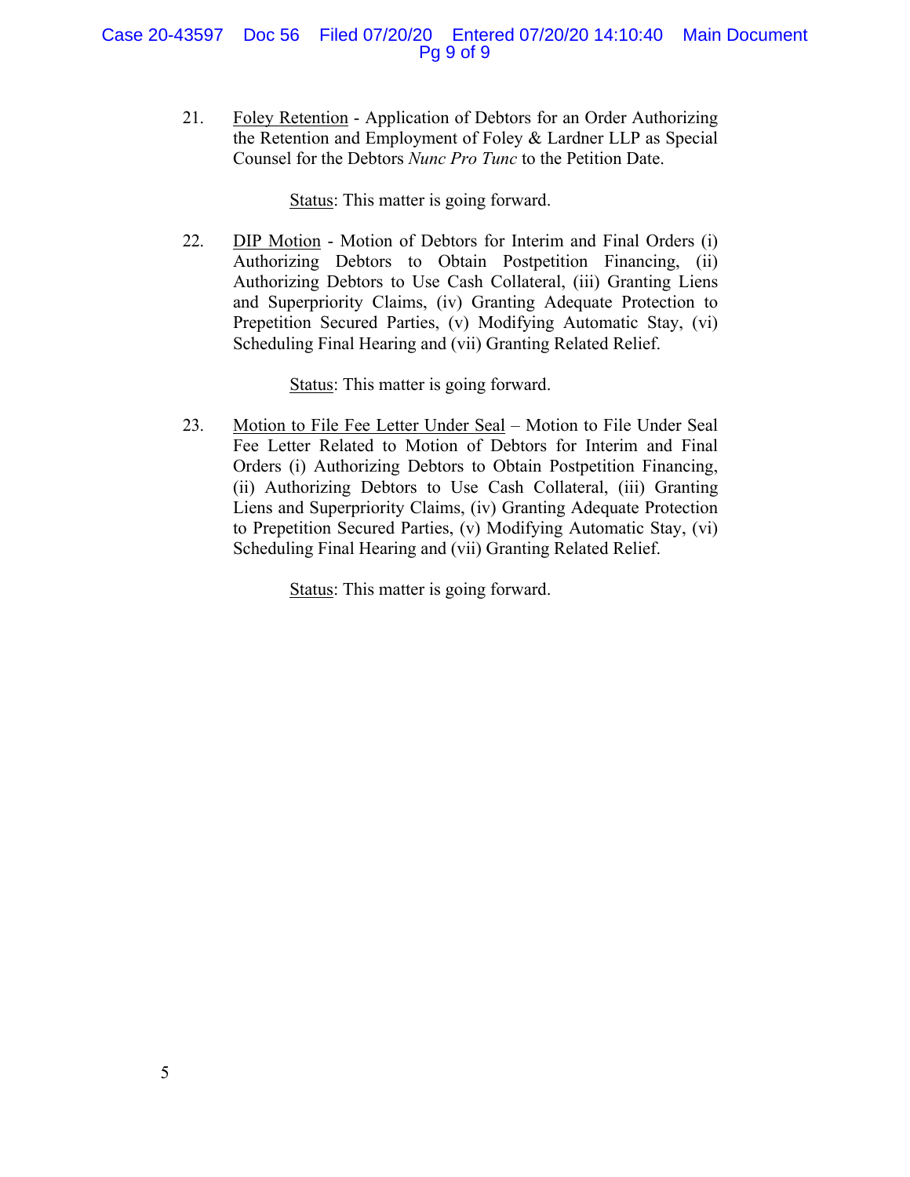21. <u>Foley Retention</u> - Application of Debtors for an Order Authorizing the Retention and Employment of Foley & Lardner LLP as Special Counsel for the Debtors *Nunc Pro Tunc* to the Petition Date.

    <u>Status</u>: This matter is going forward.

22. <u>DIP Motion</u> - Motion of Debtors for Interim and Final Orders (i) Authorizing Debtors to Obtain Postpetition Financing, (ii) Authorizing Debtors to Use Cash Collateral, (iii) Granting Liens and Superpriority Claims, (iv) Granting Adequate Protection to Prepetition Secured Parties, (v) Modifying Automatic Stay, (vi) Scheduling Final Hearing and (vii) Granting Related Relief.

    <u>Status</u>: This matter is going forward.

23. <u>Motion to File Fee Letter Under Seal</u> – Motion to File Under Seal Fee Letter Related to Motion of Debtors for Interim and Final Orders (i) Authorizing Debtors to Obtain Postpetition Financing, (ii) Authorizing Debtors to Use Cash Collateral, (iii) Granting Liens and Superpriority Claims, (iv) Granting Adequate Protection to Prepetition Secured Parties, (v) Modifying Automatic Stay, (vi) Scheduling Final Hearing and (vii) Granting Related Relief.

    <u>Status</u>: This matter is going forward.